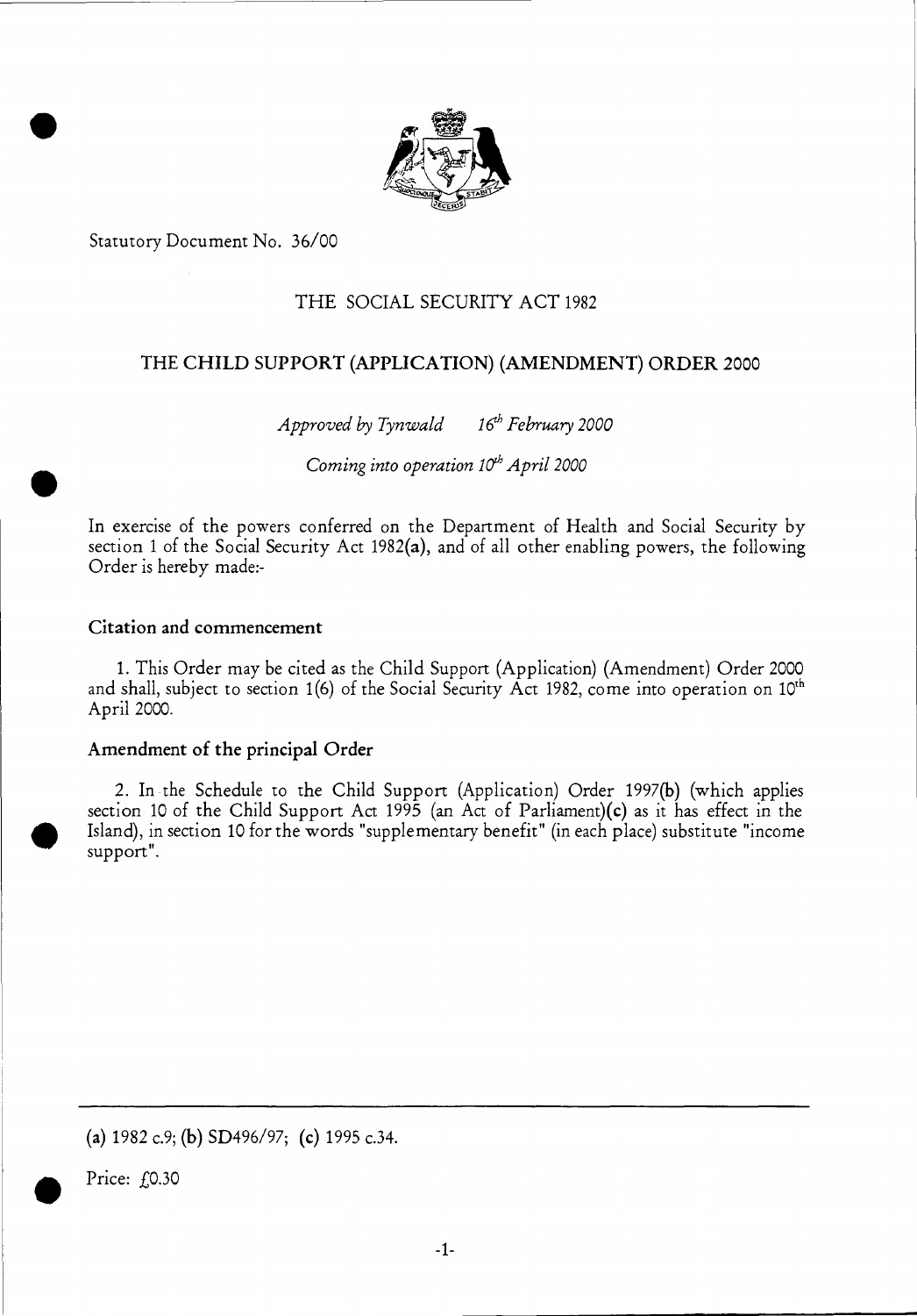Statutory Document No. 36/00

# THE SOCIAL SECURITY ACT 1982

# THE CHILD SUPPORT (APPLICATION) (AMENDMENT) ORDER 2000

*Approved by Tynwald 16th February 2000*

*Coming into operation 10th April 2000*

In exercise of the powers conferred on the Department of Health and Social Security by section 1 of the Social Security Act 1982(a), and of all other enabling powers, the following Order is hereby made:-

### Citation and commencement

1. This Order may be cited as the Child Support (Application) (Amendment) Order 2000 and shall, subject to section 1(6) of the Social Security Act 1982, come into operation on 10th April 2000.

### Amendment of the principal Order

2. In the Schedule to the Child Support (Application) Order 1997(b) (which applies section 10 of the Child Support Act 1995 (an Act of Parliament)(c) as it has effect in the Island), in section 10 for the words "supplementary benefit" (in each place) substitute "income support".

---

(a) 1982 c.9; (b) SD496/97; (c) 1995 c.34.

Price: £0.30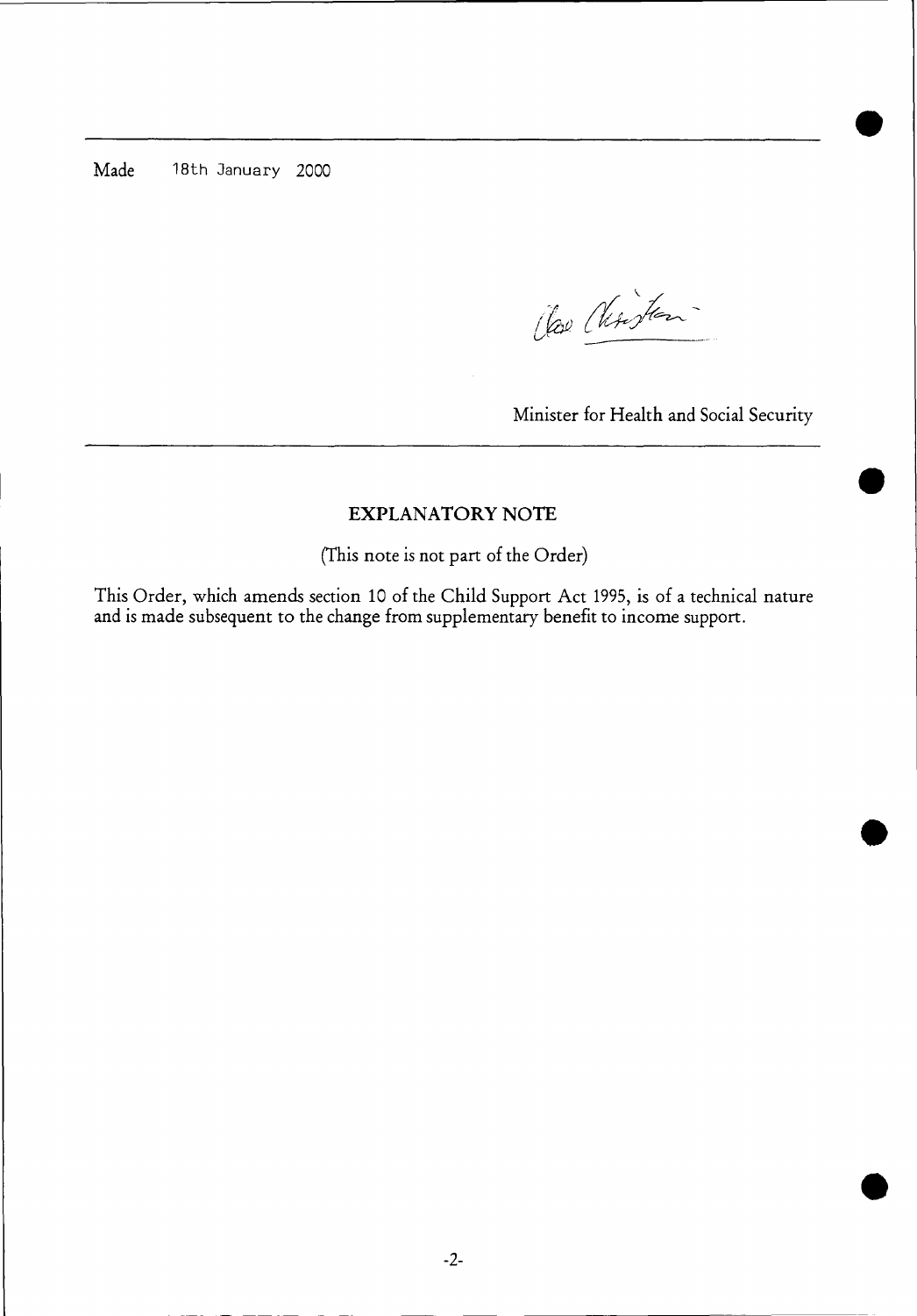Made 18th January 2000

Minister for Health and Social Security

## EXPLANATORY NOTE

(This note is not part of the Order)

This Order, which amends section 10 of the Child Support Act 1995, is of a technical nature and is made subsequent to the change from supplementary benefit to income support.